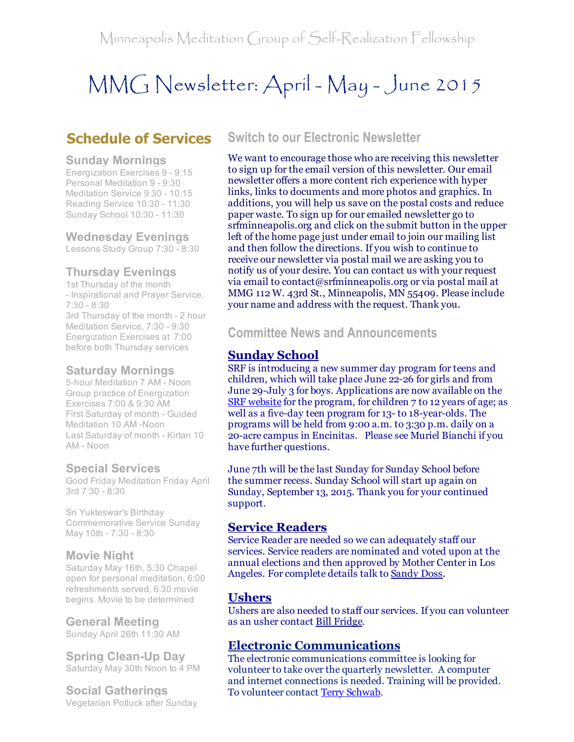Minneapolis Meditation Group of Self-Realization Fellowship

# MMG Newsletter: April - May - June 2015

## Schedule of Services

### Sunday Mornings
Energization Exercises 9 - 9:15
Personal Meditation 9 - 9:30
Meditation Service 9:30 - 10:15
Reading Service 10:30 - 11:30
Sunday School 10:30 - 11:30

### Wednesday Evenings
Lessons Study Group 7:30 - 8:30

### Thursday Evenings
1st Thursday of the month - Inspirational and Prayer Service, 7:30 - 8:30
3rd Thursday of the month - 2 hour Meditation Service, 7:30 - 9:30
Energization Exercises at 7:00 before both Thursday services

### Saturday Mornings
5-hour Meditation 7 AM - Noon
Group practice of Energization Exercises 7:00 & 9:30 AM
First Saturday of month - Guided Meditation 10 AM -Noon
Last Saturday of month - Kirtan 10 AM - Noon

### Special Services
Good Friday Meditation Friday April 3rd 7:30 - 8:30

Sri Yukteswar's Birthday Commemorative Service Sunday May 10th - 7:30 - 8:30

### Movie Night
Saturday May 16th, 5:30 Chapel open for personal meditation, 6:00 refreshments served, 6:30 movie begins. Movie to be determined

### General Meeting
Sunday April 26th 11:30 AM

### Spring Clean-Up Day
Saturday May 30th Noon to 4 PM

### Social Gatherings
Vegetarian Potluck after Sunday

## Switch to our Electronic Newsletter

We want to encourage those who are receiving this newsletter to sign up for the email version of this newsletter. Our email newsletter offers a more content rich experience with hyper links, links to documents and more photos and graphics. In additions, you will help us save on the postal costs and reduce paper waste. To sign up for our emailed newsletter go to srfminneapolis.org and click on the submit button in the upper left of the home page just under email to join our mailing list and then follow the directions. If you wish to continue to receive our newsletter via postal mail we are asking you to notify us of your desire. You can contact us with your request via email to contact@srfminneapolis.org or via postal mail at MMG 112 W. 43rd St., Minneapolis, MN 55409. Please include your name and address with the request. Thank you.

## Committee News and Announcements

### Sunday School
SRF is introducing a new summer day program for teens and children, which will take place June 22-26 for girls and from June 29-July 3 for boys. Applications are now available on the SRF website for the program, for children 7 to 12 years of age; as well as a five-day teen program for 13- to 18-year-olds. The programs will be held from 9:00 a.m. to 3:30 p.m. daily on a 20-acre campus in Encinitas. Please see Muriel Bianchi if you have further questions.

June 7th will be the last Sunday for Sunday School before the summer recess. Sunday School will start up again on Sunday, September 13, 2015. Thank you for your continued support.

### Service Readers
Service Reader are needed so we can adequately staff our services. Service readers are nominated and voted upon at the annual elections and then approved by Mother Center in Los Angeles. For complete details talk to Sandy Doss.

### Ushers
Ushers are also needed to staff our services. If you can volunteer as an usher contact Bill Fridge.

### Electronic Communications
The electronic communications committee is looking for volunteer to take over the quarterly newsletter. A computer and internet connections is needed. Training will be provided. To volunteer contact Terry Schwab.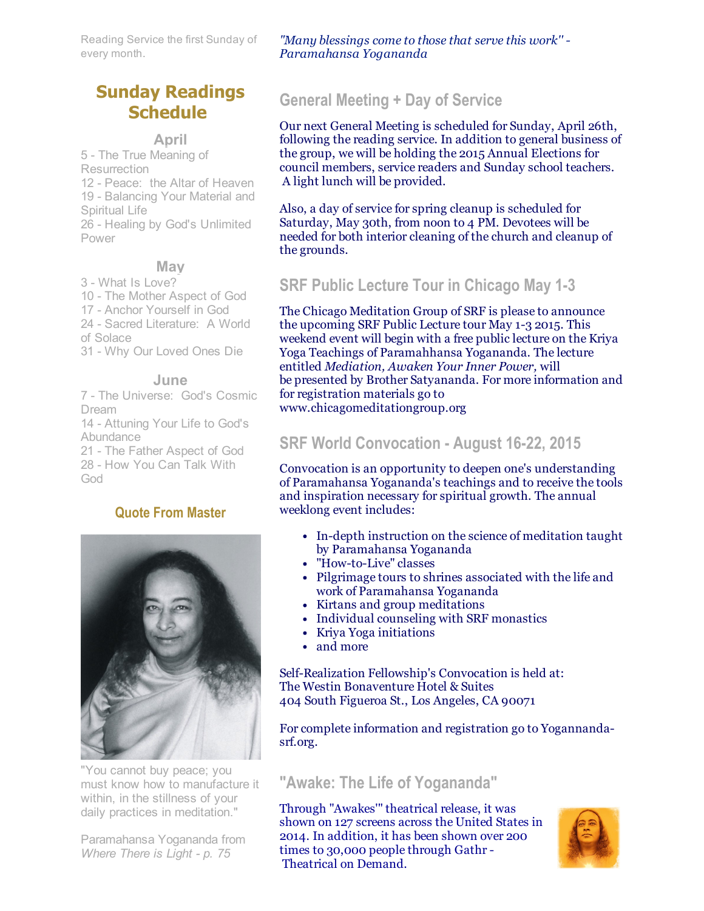Reading Service the first Sunday of every month.

## Sunday Readings Schedule

### April

5 - The True Meaning of Resurrection
12 - Peace: the Altar of Heaven
19 - Balancing Your Material and Spiritual Life
26 - Healing by God's Unlimited Power

### May

3 - What Is Love?
10 - The Mother Aspect of God
17 - Anchor Yourself in God
24 - Sacred Literature: A World of Solace
31 - Why Our Loved Ones Die

### June

7 - The Universe: God's Cosmic Dream
14 - Attuning Your Life to God's Abundance
21 - The Father Aspect of God
28 - How You Can Talk With God

### Quote From Master

"You cannot buy peace; you must know how to manufacture it within, in the stillness of your daily practices in meditation."

Paramahansa Yogananda from *Where There is Light - p. 75*

*"Many blessings come to those that serve this work" - Paramahansa Yogananda*

## General Meeting + Day of Service

Our next General Meeting is scheduled for Sunday, April 26th, following the reading service. In addition to general business of the group, we will be holding the 2015 Annual Elections for council members, service readers and Sunday school teachers. A light lunch will be provided.

Also, a day of service for spring cleanup is scheduled for Saturday, May 30th, from noon to 4 PM. Devotees will be needed for both interior cleaning of the church and cleanup of the grounds.

## SRF Public Lecture Tour in Chicago May 1-3

The Chicago Meditation Group of SRF is please to announce the upcoming SRF Public Lecture tour May 1-3 2015. This weekend event will begin with a free public lecture on the Kriya Yoga Teachings of Paramahhansa Yogananda. The lecture entitled *Mediation, Awaken Your Inner Power,* will be presented by Brother Satyananda. For more information and for registration materials go to www.chicagomeditationgroup.org

## SRF World Convocation - August 16-22, 2015

Convocation is an opportunity to deepen one's understanding of Paramahansa Yogananda's teachings and to receive the tools and inspiration necessary for spiritual growth. The annual weeklong event includes:

- In-depth instruction on the science of meditation taught by Paramahansa Yogananda
- "How-to-Live" classes
- Pilgrimage tours to shrines associated with the life and work of Paramahansa Yogananda
- Kirtans and group meditations
- Individual counseling with SRF monastics
- Kriya Yoga initiations
- and more

Self-Realization Fellowship's Convocation is held at:
The Westin Bonaventure Hotel & Suites
404 South Figueroa St., Los Angeles, CA 90071

For complete information and registration go to Yogannanda-srf.org.

## "Awake: The Life of Yogananda"

Through "Awakes'" theatrical release, it was shown on 127 screens across the United States in 2014. In addition, it has been shown over 200 times to 30,000 people through Gathr - Theatrical on Demand.